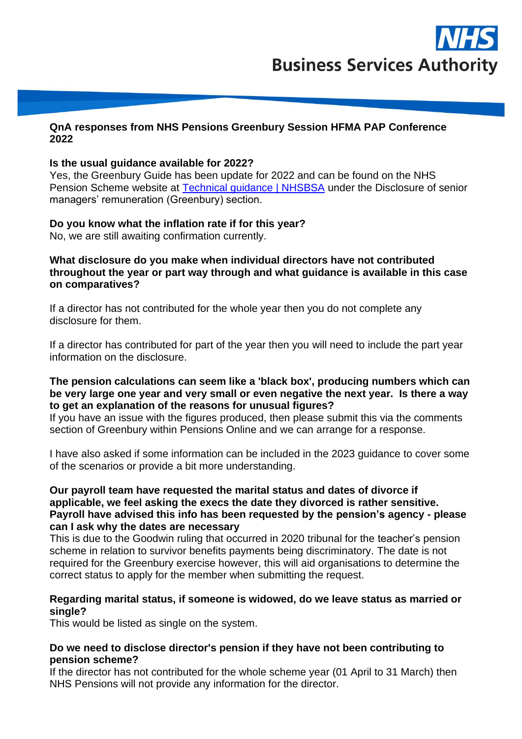## QnA responses from NHS Pensions Greenbury Session HFMA PAP Conference 2022

**Is the usual guidance available for 2022?**

Yes, the Greenbury Guide has been update for 2022 and can be found on the NHS Pension Scheme website at [Technical guidance | NHSBSA] under the Disclosure of senior managers' remuneration (Greenbury) section.

**Do you know what the inflation rate if for this year?**

No, we are still awaiting confirmation currently.

**What disclosure do you make when individual directors have not contributed throughout the year or part way through and what guidance is available in this case on comparatives?**

If a director has not contributed for the whole year then you do not complete any disclosure for them.

If a director has contributed for part of the year then you will need to include the part year information on the disclosure.

**The pension calculations can seem like a 'black box', producing numbers which can be very large one year and very small or even negative the next year. Is there a way to get an explanation of the reasons for unusual figures?**

If you have an issue with the figures produced, then please submit this via the comments section of Greenbury within Pensions Online and we can arrange for a response.

I have also asked if some information can be included in the 2023 guidance to cover some of the scenarios or provide a bit more understanding.

**Our payroll team have requested the marital status and dates of divorce if applicable, we feel asking the execs the date they divorced is rather sensitive. Payroll have advised this info has been requested by the pension's agency - please can I ask why the dates are necessary**

This is due to the Goodwin ruling that occurred in 2020 tribunal for the teacher's pension scheme in relation to survivor benefits payments being discriminatory. The date is not required for the Greenbury exercise however, this will aid organisations to determine the correct status to apply for the member when submitting the request.

**Regarding marital status, if someone is widowed, do we leave status as married or single?**

This would be listed as single on the system.

**Do we need to disclose director's pension if they have not been contributing to pension scheme?**

If the director has not contributed for the whole scheme year (01 April to 31 March) then NHS Pensions will not provide any information for the director.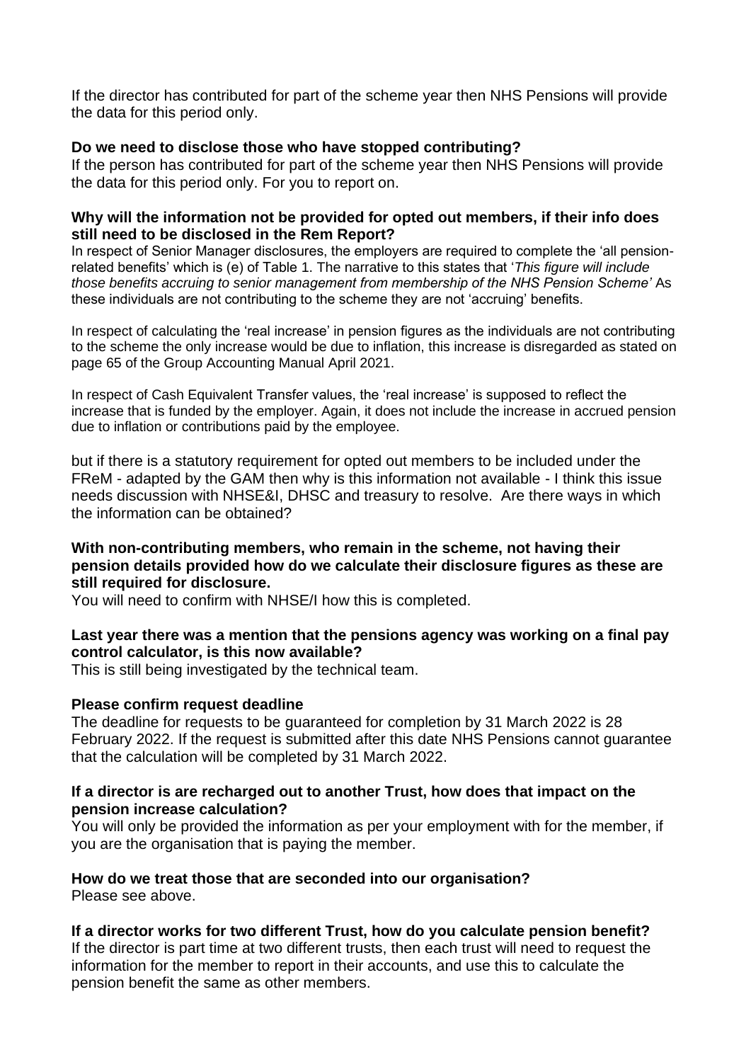If the director has contributed for part of the scheme year then NHS Pensions will provide the data for this period only.

**Do we need to disclose those who have stopped contributing?**

If the person has contributed for part of the scheme year then NHS Pensions will provide the data for this period only. For you to report on.

**Why will the information not be provided for opted out members, if their info does still need to be disclosed in the Rem Report?**

In respect of Senior Manager disclosures, the employers are required to complete the 'all pension-related benefits' which is (e) of Table 1. The narrative to this states that '*This figure will include those benefits accruing to senior management from membership of the NHS Pension Scheme'* As these individuals are not contributing to the scheme they are not 'accruing' benefits.

In respect of calculating the 'real increase' in pension figures as the individuals are not contributing to the scheme the only increase would be due to inflation, this increase is disregarded as stated on page 65 of the Group Accounting Manual April 2021.

In respect of Cash Equivalent Transfer values, the 'real increase' is supposed to reflect the increase that is funded by the employer. Again, it does not include the increase in accrued pension due to inflation or contributions paid by the employee.

but if there is a statutory requirement for opted out members to be included under the FReM - adapted by the GAM then why is this information not available - I think this issue needs discussion with NHSE&I, DHSC and treasury to resolve. Are there ways in which the information can be obtained?

**With non-contributing members, who remain in the scheme, not having their pension details provided how do we calculate their disclosure figures as these are still required for disclosure.**

You will need to confirm with NHSE/I how this is completed.

**Last year there was a mention that the pensions agency was working on a final pay control calculator, is this now available?**

This is still being investigated by the technical team.

**Please confirm request deadline**

The deadline for requests to be guaranteed for completion by 31 March 2022 is 28 February 2022. If the request is submitted after this date NHS Pensions cannot guarantee that the calculation will be completed by 31 March 2022.

**If a director is are recharged out to another Trust, how does that impact on the pension increase calculation?**

You will only be provided the information as per your employment with for the member, if you are the organisation that is paying the member.

**How do we treat those that are seconded into our organisation?**

Please see above.

**If a director works for two different Trust, how do you calculate pension benefit?**

If the director is part time at two different trusts, then each trust will need to request the information for the member to report in their accounts, and use this to calculate the pension benefit the same as other members.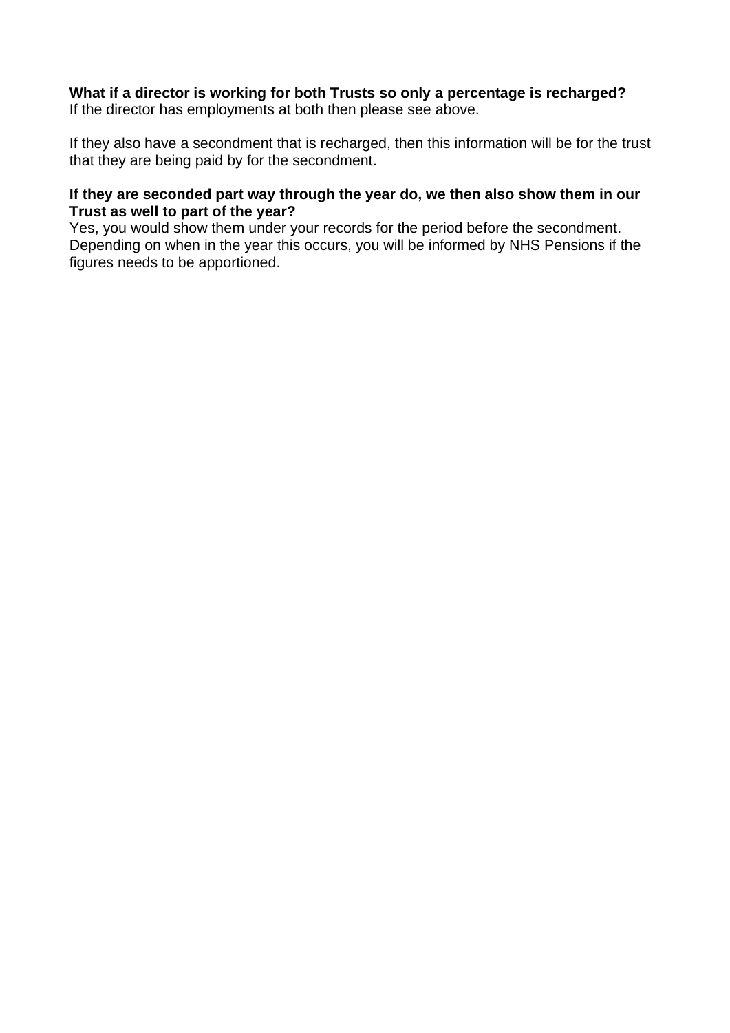**What if a director is working for both Trusts so only a percentage is recharged?**
If the director has employments at both then please see above.

If they also have a secondment that is recharged, then this information will be for the trust that they are being paid by for the secondment.

**If they are seconded part way through the year do, we then also show them in our Trust as well to part of the year?**
Yes, you would show them under your records for the period before the secondment. Depending on when in the year this occurs, you will be informed by NHS Pensions if the figures needs to be apportioned.